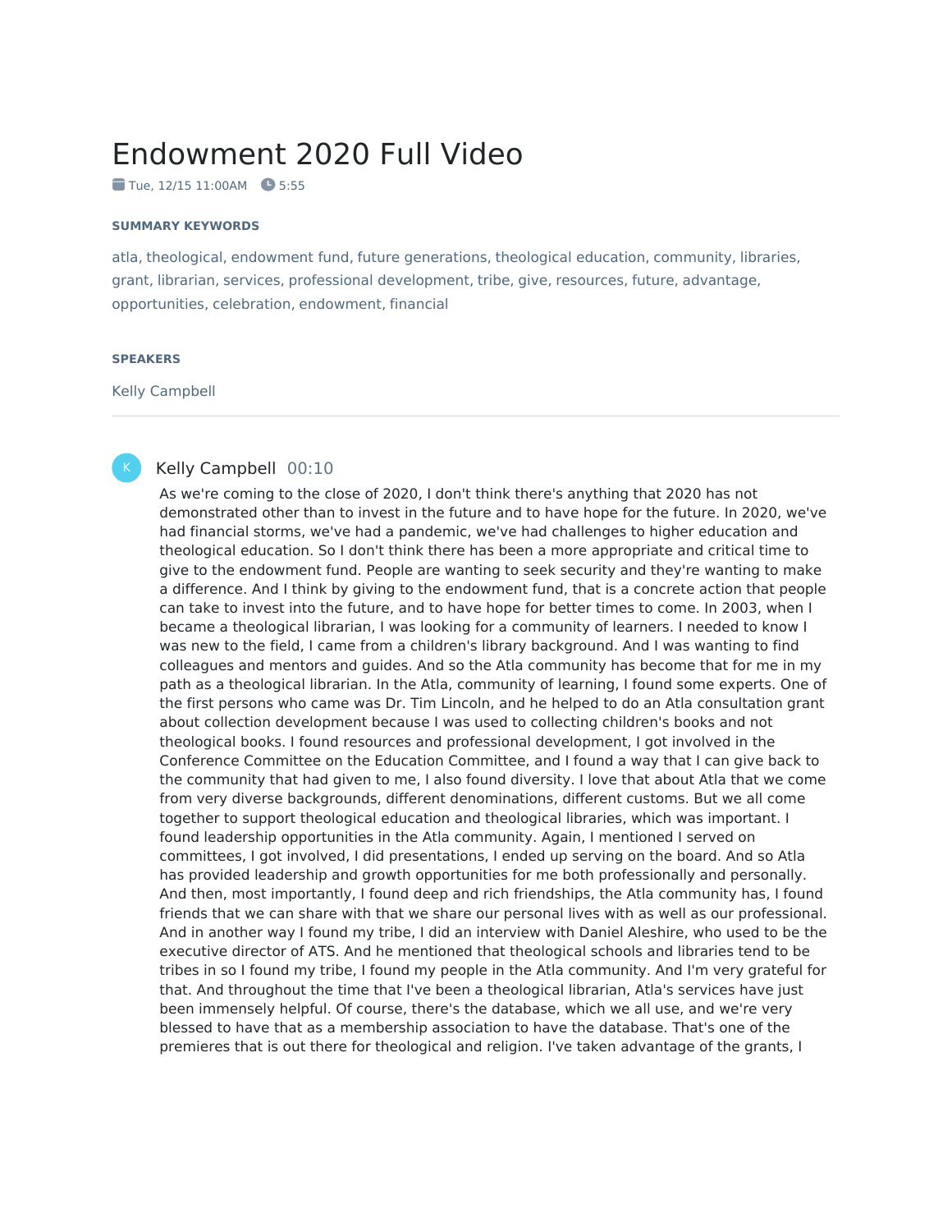# Endowment 2020 Full Video

Tue, 12/15 11:00AM   5:55

### SUMMARY KEYWORDS

atla, theological, endowment fund, future generations, theological education, community, libraries, grant, librarian, services, professional development, tribe, give, resources, future, advantage, opportunities, celebration, endowment, financial

### SPEAKERS

Kelly Campbell

---

K  **Kelly Campbell** 00:10

As we're coming to the close of 2020, I don't think there's anything that 2020 has not demonstrated other than to invest in the future and to have hope for the future. In 2020, we've had financial storms, we've had a pandemic, we've had challenges to higher education and theological education. So I don't think there has been a more appropriate and critical time to give to the endowment fund. People are wanting to seek security and they're wanting to make a difference. And I think by giving to the endowment fund, that is a concrete action that people can take to invest into the future, and to have hope for better times to come. In 2003, when I became a theological librarian, I was looking for a community of learners. I needed to know I was new to the field, I came from a children's library background. And I was wanting to find colleagues and mentors and guides. And so the Atla community has become that for me in my path as a theological librarian. In the Atla, community of learning, I found some experts. One of the first persons who came was Dr. Tim Lincoln, and he helped to do an Atla consultation grant about collection development because I was used to collecting children's books and not theological books. I found resources and professional development, I got involved in the Conference Committee on the Education Committee, and I found a way that I can give back to the community that had given to me, I also found diversity. I love that about Atla that we come from very diverse backgrounds, different denominations, different customs. But we all come together to support theological education and theological libraries, which was important. I found leadership opportunities in the Atla community. Again, I mentioned I served on committees, I got involved, I did presentations, I ended up serving on the board. And so Atla has provided leadership and growth opportunities for me both professionally and personally. And then, most importantly, I found deep and rich friendships, the Atla community has, I found friends that we can share with that we share our personal lives with as well as our professional. And in another way I found my tribe, I did an interview with Daniel Aleshire, who used to be the executive director of ATS. And he mentioned that theological schools and libraries tend to be tribes in so I found my tribe, I found my people in the Atla community. And I'm very grateful for that. And throughout the time that I've been a theological librarian, Atla's services have just been immensely helpful. Of course, there's the database, which we all use, and we're very blessed to have that as a membership association to have the database. That's one of the premieres that is out there for theological and religion. I've taken advantage of the grants, I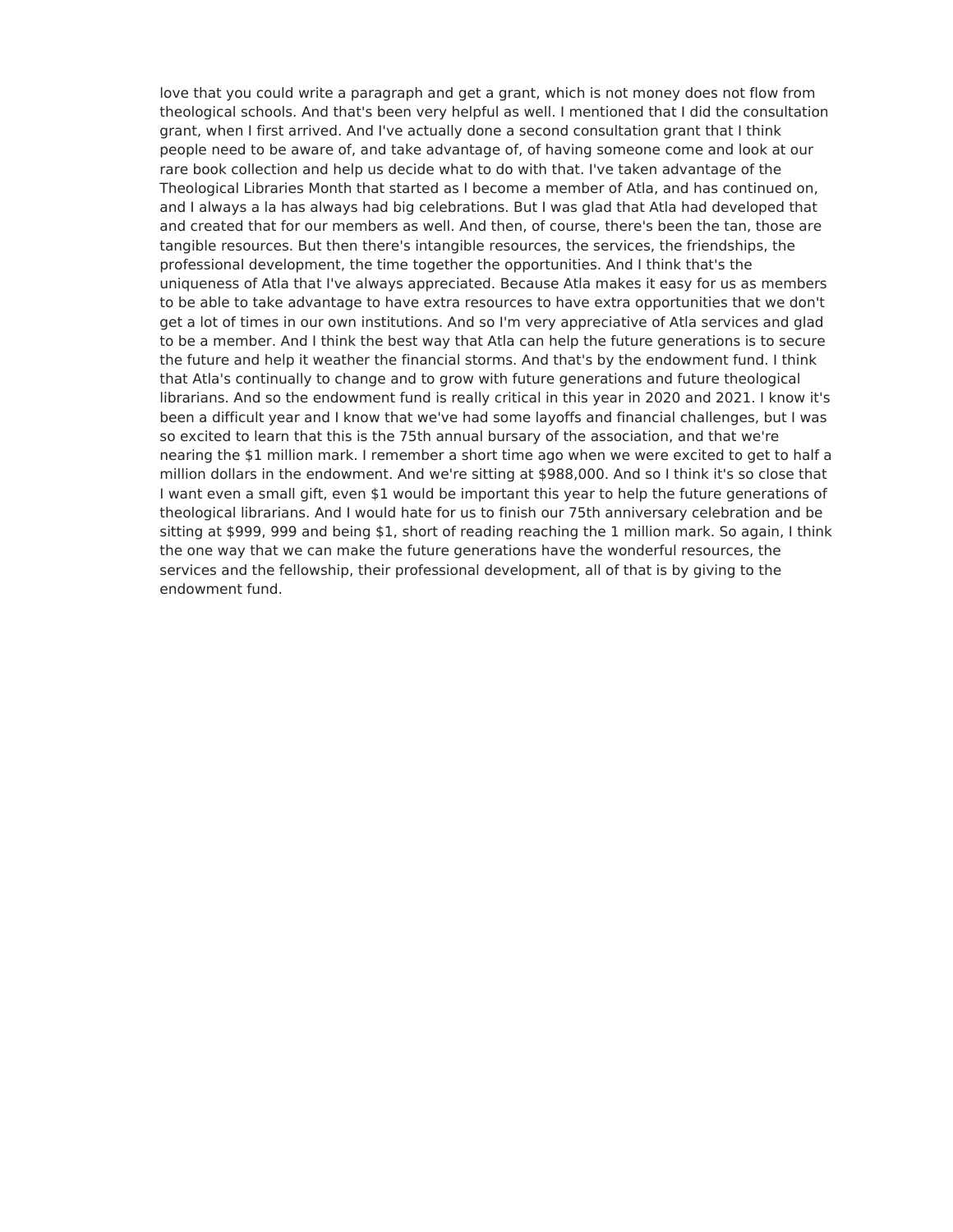love that you could write a paragraph and get a grant, which is not money does not flow from theological schools. And that's been very helpful as well. I mentioned that I did the consultation grant, when I first arrived. And I've actually done a second consultation grant that I think people need to be aware of, and take advantage of, of having someone come and look at our rare book collection and help us decide what to do with that. I've taken advantage of the Theological Libraries Month that started as I become a member of Atla, and has continued on, and I always a la has always had big celebrations. But I was glad that Atla had developed that and created that for our members as well. And then, of course, there's been the tan, those are tangible resources. But then there's intangible resources, the services, the friendships, the professional development, the time together the opportunities. And I think that's the uniqueness of Atla that I've always appreciated. Because Atla makes it easy for us as members to be able to take advantage to have extra resources to have extra opportunities that we don't get a lot of times in our own institutions. And so I'm very appreciative of Atla services and glad to be a member. And I think the best way that Atla can help the future generations is to secure the future and help it weather the financial storms. And that's by the endowment fund. I think that Atla's continually to change and to grow with future generations and future theological librarians. And so the endowment fund is really critical in this year in 2020 and 2021. I know it's been a difficult year and I know that we've had some layoffs and financial challenges, but I was so excited to learn that this is the 75th annual bursary of the association, and that we're nearing the $1 million mark. I remember a short time ago when we were excited to get to half a million dollars in the endowment. And we're sitting at $988,000. And so I think it's so close that I want even a small gift, even $1 would be important this year to help the future generations of theological librarians. And I would hate for us to finish our 75th anniversary celebration and be sitting at $999, 999 and being $1, short of reading reaching the 1 million mark. So again, I think the one way that we can make the future generations have the wonderful resources, the services and the fellowship, their professional development, all of that is by giving to the endowment fund.